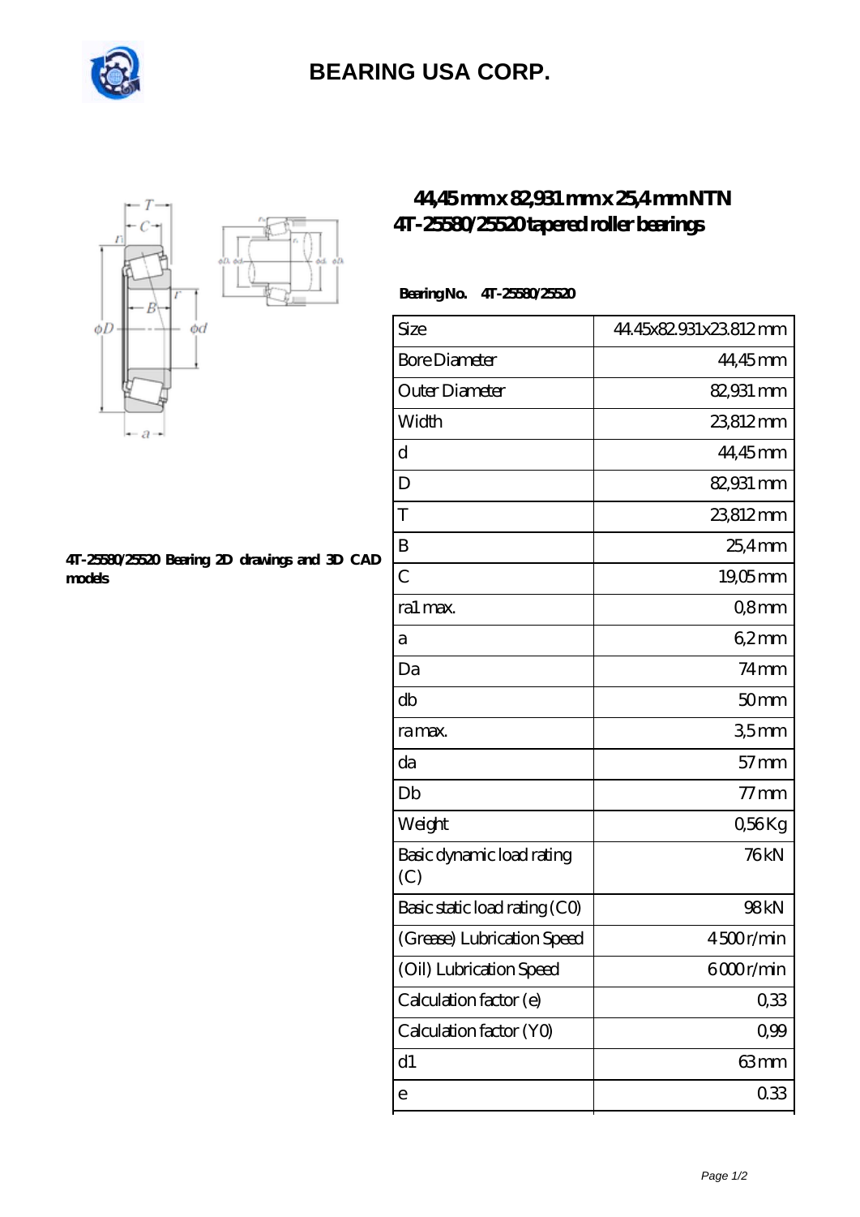# BEARING USA CORP.

## 44,45 mm x 82,931 mm x 25,4 mm NTN 4T-25580/25520 tapered roller bearings

**Bearing No.** 4T-25580/25520

4T-25580/25520 Bearing 2D drawings and 3D CAD models

| Size | 44.45x82.931x23.812 mm |
|---|---|
| Bore Diameter | 44,45 mm |
| Outer Diameter | 82,931 mm |
| Width | 23,812 mm |
| d | 44,45 mm |
| D | 82,931 mm |
| T | 23,812 mm |
| B | 25,4 mm |
| C | 19,05 mm |
| ra1 max. | 0,8 mm |
| a | 6,2 mm |
| Da | 74 mm |
| db | 50 mm |
| ra max. | 3,5 mm |
| da | 57 mm |
| Db | 77 mm |
| Weight | 0,56 Kg |
| Basic dynamic load rating (C) | 76 kN |
| Basic static load rating (C0) | 98 kN |
| (Grease) Lubrication Speed | 4 500 r/min |
| (Oil) Lubrication Speed | 6 000 r/min |
| Calculation factor (e) | 0,33 |
| Calculation factor (Y0) | 0,99 |
| d1 | 63 mm |
| e | 0.33 |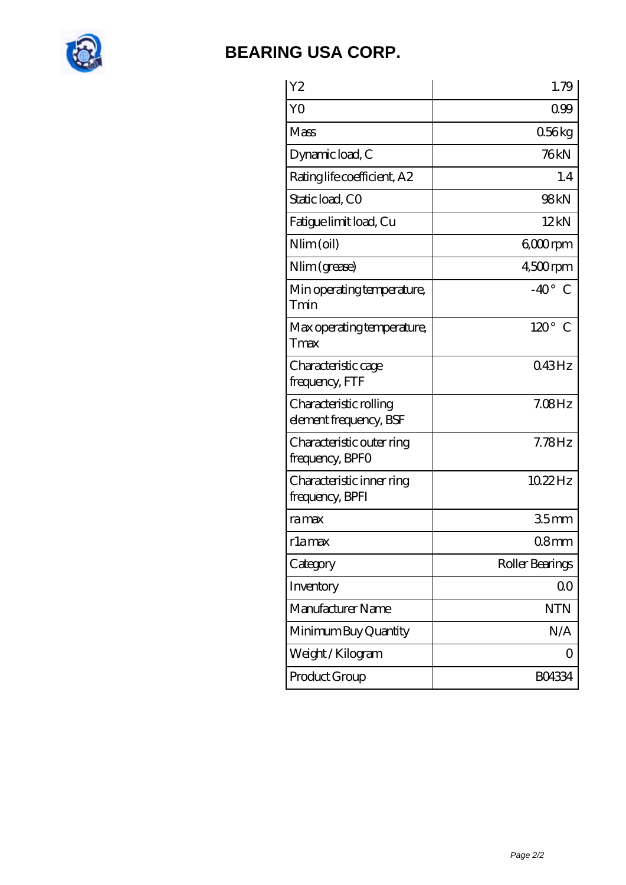| | |
|---|---|
| Y2 | 1.79 |
| Y0 | 0.99 |
| Mass | 0.56 kg |
| Dynamic load, C | 76 kN |
| Rating life coefficient, A2 | 1.4 |
| Static load, C0 | 98 kN |
| Fatigue limit load, Cu | 12 kN |
| Nlim (oil) | 6,000 rpm |
| Nlim (grease) | 4,500 rpm |
| Min operating temperature, Tmin | -40 ° C |
| Max operating temperature, Tmax | 120 ° C |
| Characteristic cage frequency, FTF | 0.43 Hz |
| Characteristic rolling element frequency, BSF | 7.08 Hz |
| Characteristic outer ring frequency, BPFO | 7.78 Hz |
| Characteristic inner ring frequency, BPFI | 10.22 Hz |
| ra max | 3.5 mm |
| r1a max | 0.8 mm |
| Category | Roller Bearings |
| Inventory | 0.0 |
| Manufacturer Name | NTN |
| Minimum Buy Quantity | N/A |
| Weight / Kilogram | 0 |
| Product Group | B04334 |